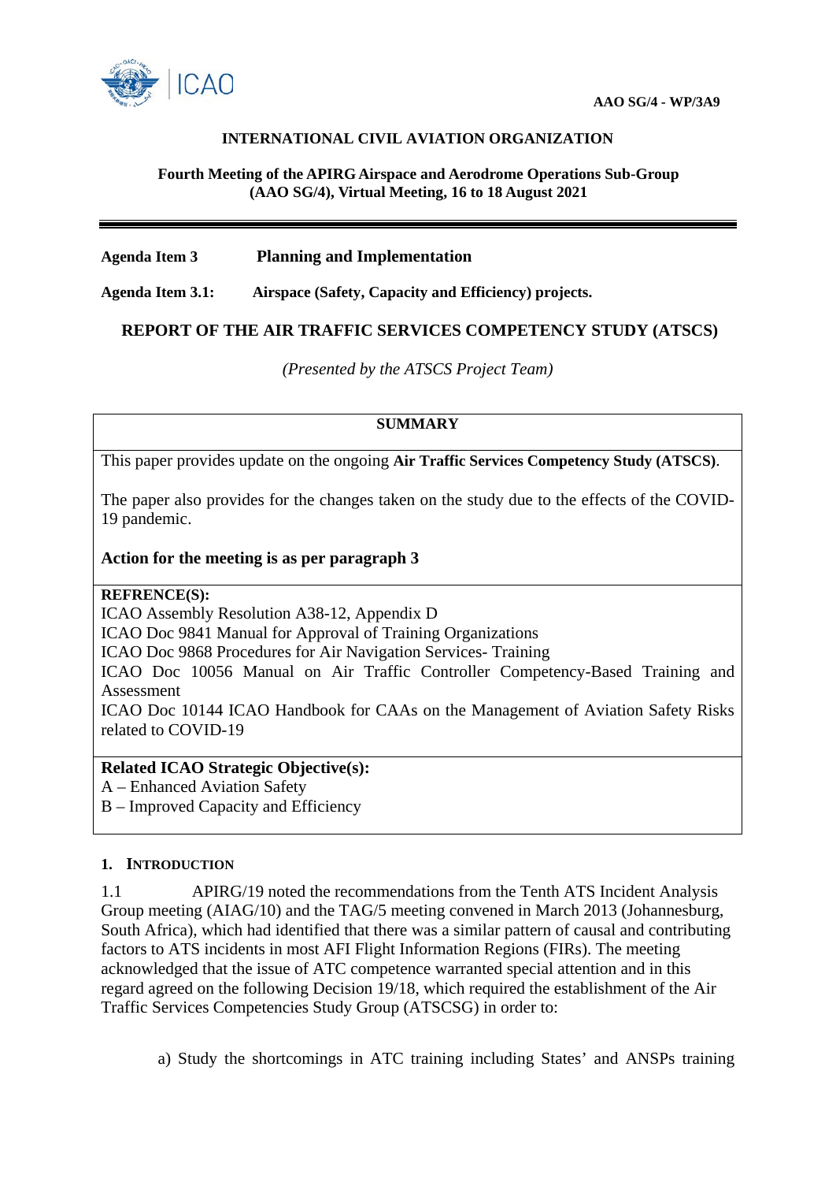**AAO SG/4 - WP/3A9**

**INTERNATIONAL CIVIL AVIATION ORGANIZATION**

**Fourth Meeting of the APIRG Airspace and Aerodrome Operations Sub-Group (AAO SG/4), Virtual Meeting, 16 to 18 August 2021**

---

**Agenda Item 3** **Planning and Implementation**

**Agenda Item 3.1:** **Airspace (Safety, Capacity and Efficiency) projects.**

## REPORT OF THE AIR TRAFFIC SERVICES COMPETENCY STUDY (ATSCS)

*(Presented by the ATSCS Project Team)*

| **SUMMARY** |
|---|
| This paper provides update on the ongoing **Air Traffic Services Competency Study (ATSCS)**.<br><br>The paper also provides for the changes taken on the study due to the effects of the COVID-19 pandemic.<br><br>**Action for the meeting is as per paragraph 3** |
| **REFRENCE(S):**<br>ICAO Assembly Resolution A38-12, Appendix D<br>ICAO Doc 9841 Manual for Approval of Training Organizations<br>ICAO Doc 9868 Procedures for Air Navigation Services- Training<br>ICAO Doc 10056 Manual on Air Traffic Controller Competency-Based Training and Assessment<br>ICAO Doc 10144 ICAO Handbook for CAAs on the Management of Aviation Safety Risks related to COVID-19 |
| **Related ICAO Strategic Objective(s):**<br>A – Enhanced Aviation Safety<br>B – Improved Capacity and Efficiency |

### 1. INTRODUCTION

1.1 APIRG/19 noted the recommendations from the Tenth ATS Incident Analysis Group meeting (AIAG/10) and the TAG/5 meeting convened in March 2013 (Johannesburg, South Africa), which had identified that there was a similar pattern of causal and contributing factors to ATS incidents in most AFI Flight Information Regions (FIRs). The meeting acknowledged that the issue of ATC competence warranted special attention and in this regard agreed on the following Decision 19/18, which required the establishment of the Air Traffic Services Competencies Study Group (ATSCSG) in order to:

a) Study the shortcomings in ATC training including States' and ANSPs training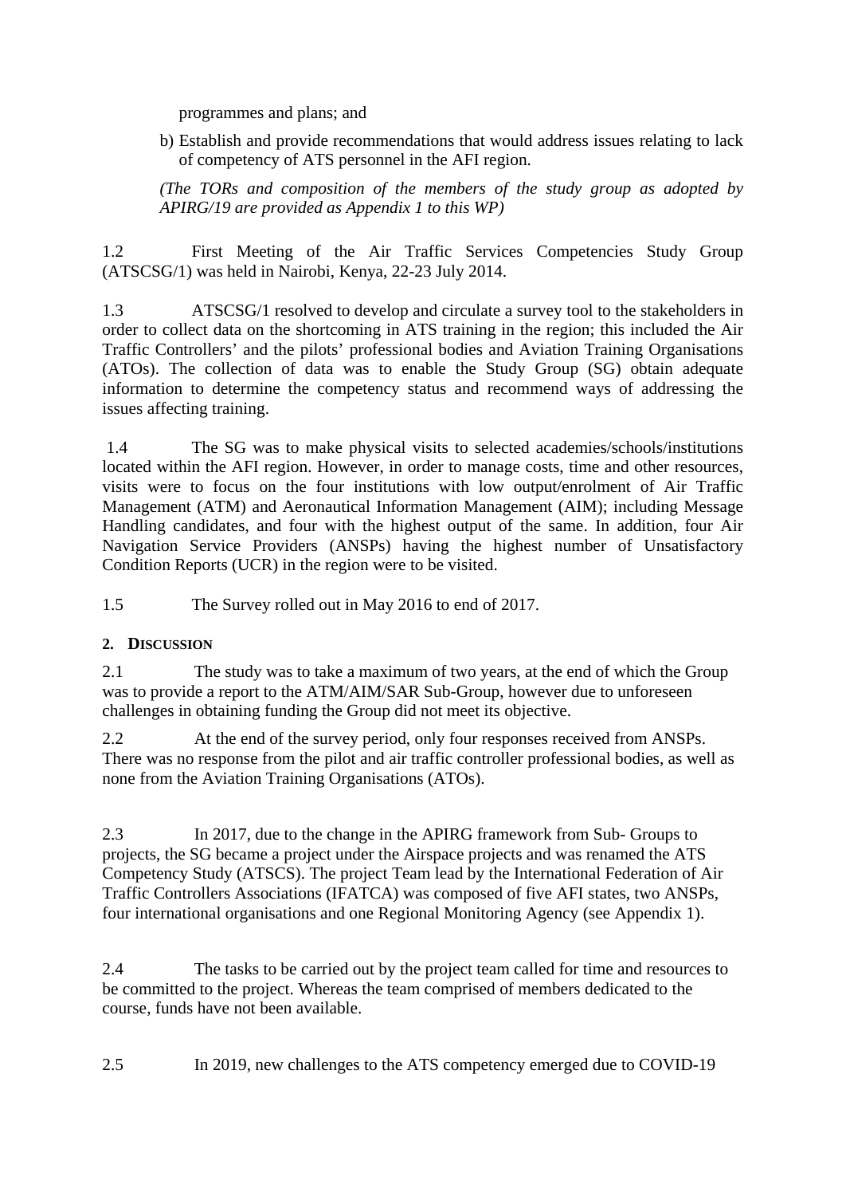programmes and plans; and

b) Establish and provide recommendations that would address issues relating to lack of competency of ATS personnel in the AFI region.

*(The TORs and composition of the members of the study group as adopted by APIRG/19 are provided as Appendix 1 to this WP)*

1.2 First Meeting of the Air Traffic Services Competencies Study Group (ATSCSG/1) was held in Nairobi, Kenya, 22-23 July 2014.

1.3 ATSCSG/1 resolved to develop and circulate a survey tool to the stakeholders in order to collect data on the shortcoming in ATS training in the region; this included the Air Traffic Controllers' and the pilots' professional bodies and Aviation Training Organisations (ATOs). The collection of data was to enable the Study Group (SG) obtain adequate information to determine the competency status and recommend ways of addressing the issues affecting training.

1.4 The SG was to make physical visits to selected academies/schools/institutions located within the AFI region. However, in order to manage costs, time and other resources, visits were to focus on the four institutions with low output/enrolment of Air Traffic Management (ATM) and Aeronautical Information Management (AIM); including Message Handling candidates, and four with the highest output of the same. In addition, four Air Navigation Service Providers (ANSPs) having the highest number of Unsatisfactory Condition Reports (UCR) in the region were to be visited.

1.5 The Survey rolled out in May 2016 to end of 2017.

## 2. DISCUSSION

2.1 The study was to take a maximum of two years, at the end of which the Group was to provide a report to the ATM/AIM/SAR Sub-Group, however due to unforeseen challenges in obtaining funding the Group did not meet its objective.

2.2 At the end of the survey period, only four responses received from ANSPs. There was no response from the pilot and air traffic controller professional bodies, as well as none from the Aviation Training Organisations (ATOs).

2.3 In 2017, due to the change in the APIRG framework from Sub- Groups to projects, the SG became a project under the Airspace projects and was renamed the ATS Competency Study (ATSCS). The project Team lead by the International Federation of Air Traffic Controllers Associations (IFATCA) was composed of five AFI states, two ANSPs, four international organisations and one Regional Monitoring Agency (see Appendix 1).

2.4 The tasks to be carried out by the project team called for time and resources to be committed to the project. Whereas the team comprised of members dedicated to the course, funds have not been available.

2.5 In 2019, new challenges to the ATS competency emerged due to COVID-19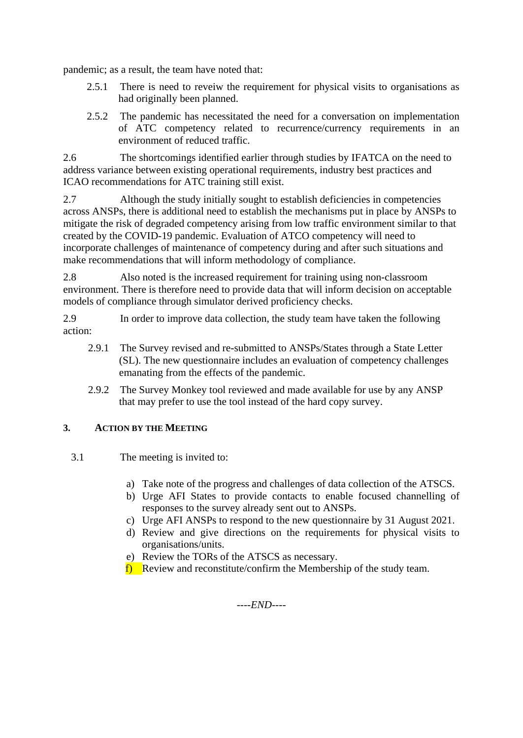pandemic; as a result, the team have noted that:

2.5.1 There is need to reveiw the requirement for physical visits to organisations as had originally been planned.

2.5.2 The pandemic has necessitated the need for a conversation on implementation of ATC competency related to recurrence/currency requirements in an environment of reduced traffic.

2.6 The shortcomings identified earlier through studies by IFATCA on the need to address variance between existing operational requirements, industry best practices and ICAO recommendations for ATC training still exist.

2.7 Although the study initially sought to establish deficiencies in competencies across ANSPs, there is additional need to establish the mechanisms put in place by ANSPs to mitigate the risk of degraded competency arising from low traffic environment similar to that created by the COVID-19 pandemic. Evaluation of ATCO competency will need to incorporate challenges of maintenance of competency during and after such situations and make recommendations that will inform methodology of compliance.

2.8 Also noted is the increased requirement for training using non-classroom environment. There is therefore need to provide data that will inform decision on acceptable models of compliance through simulator derived proficiency checks.

2.9 In order to improve data collection, the study team have taken the following action:

2.9.1 The Survey revised and re-submitted to ANSPs/States through a State Letter (SL). The new questionnaire includes an evaluation of competency challenges emanating from the effects of the pandemic.

2.9.2 The Survey Monkey tool reviewed and made available for use by any ANSP that may prefer to use the tool instead of the hard copy survey.

### 3. ACTION BY THE MEETING

3.1 The meeting is invited to:

a) Take note of the progress and challenges of data collection of the ATSCS.
b) Urge AFI States to provide contacts to enable focused channelling of responses to the survey already sent out to ANSPs.
c) Urge AFI ANSPs to respond to the new questionnaire by 31 August 2021.
d) Review and give directions on the requirements for physical visits to organisations/units.
e) Review the TORs of the ATSCS as necessary.
f) Review and reconstitute/confirm the Membership of the study team.

----*END*----